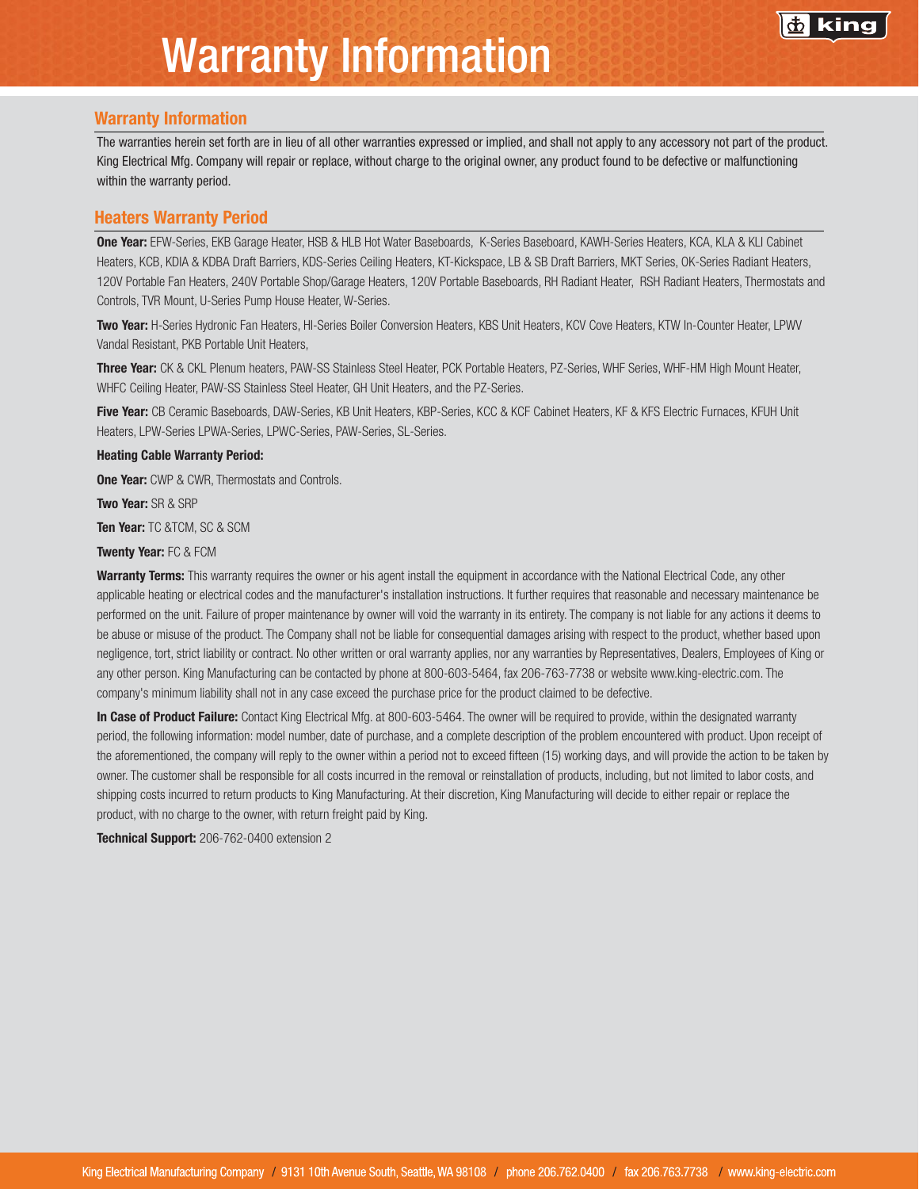# Warranty Information

## Warranty Information

The warranties herein set forth are in lieu of all other warranties expressed or implied, and shall not apply to any accessory not part of the product. King Electrical Mfg. Company will repair or replace, without charge to the original owner, any product found to be defective or malfunctioning within the warranty period.

## Heaters Warranty Period

**One Year:** EFW-Series, EKB Garage Heater, HSB & HLB Hot Water Baseboards, K-Series Baseboard, KAWH-Series Heaters, KCA, KLA & KLI Cabinet Heaters, KCB, KDIA & KDBA Draft Barriers, KDS-Series Ceiling Heaters, KT-Kickspace, LB & SB Draft Barriers, MKT Series, OK-Series Radiant Heaters, 120V Portable Fan Heaters, 240V Portable Shop/Garage Heaters, 120V Portable Baseboards, RH Radiant Heater, RSH Radiant Heaters, Thermostats and Controls, TVR Mount, U-Series Pump House Heater, W-Series.

**Two Year:** H-Series Hydronic Fan Heaters, HI-Series Boiler Conversion Heaters, KBS Unit Heaters, KCV Cove Heaters, KTW In-Counter Heater, LPWV Vandal Resistant, PKB Portable Unit Heaters,

**Three Year:** CK & CKL Plenum heaters, PAW-SS Stainless Steel Heater, PCK Portable Heaters, PZ-Series, WHF Series, WHF-HM High Mount Heater, WHFC Ceiling Heater, PAW-SS Stainless Steel Heater, GH Unit Heaters, and the PZ-Series.

**Five Year:** CB Ceramic Baseboards, DAW-Series, KB Unit Heaters, KBP-Series, KCC & KCF Cabinet Heaters, KF & KFS Electric Furnaces, KFUH Unit Heaters, LPW-Series LPWA-Series, LPWC-Series, PAW-Series, SL-Series.

**Heating Cable Warranty Period:**

**One Year:** CWP & CWR, Thermostats and Controls.

**Two Year:** SR & SRP

**Ten Year:** TC &TCM, SC & SCM

**Twenty Year:** FC & FCM

**Warranty Terms:** This warranty requires the owner or his agent install the equipment in accordance with the National Electrical Code, any other applicable heating or electrical codes and the manufacturer's installation instructions. It further requires that reasonable and necessary maintenance be performed on the unit. Failure of proper maintenance by owner will void the warranty in its entirety. The company is not liable for any actions it deems to be abuse or misuse of the product. The Company shall not be liable for consequential damages arising with respect to the product, whether based upon negligence, tort, strict liability or contract. No other written or oral warranty applies, nor any warranties by Representatives, Dealers, Employees of King or any other person. King Manufacturing can be contacted by phone at 800-603-5464, fax 206-763-7738 or website www.king-electric.com. The company's minimum liability shall not in any case exceed the purchase price for the product claimed to be defective.

**In Case of Product Failure:** Contact King Electrical Mfg. at 800-603-5464. The owner will be required to provide, within the designated warranty period, the following information: model number, date of purchase, and a complete description of the problem encountered with product. Upon receipt of the aforementioned, the company will reply to the owner within a period not to exceed fifteen (15) working days, and will provide the action to be taken by owner. The customer shall be responsible for all costs incurred in the removal or reinstallation of products, including, but not limited to labor costs, and shipping costs incurred to return products to King Manufacturing. At their discretion, King Manufacturing will decide to either repair or replace the product, with no charge to the owner, with return freight paid by King.

**Technical Support:** 206-762-0400 extension 2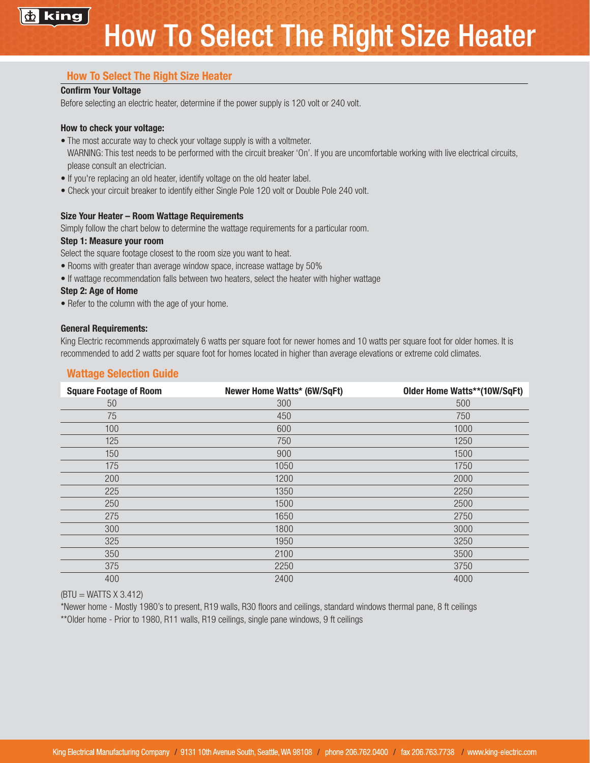# How To Select The Right Size Heater

## How To Select The Right Size Heater

**Confirm Your Voltage**

Before selecting an electric heater, determine if the power supply is 120 volt or 240 volt.

**How to check your voltage:**

- The most accurate way to check your voltage supply is with a voltmeter.
  WARNING: This test needs to be performed with the circuit breaker 'On'. If you are uncomfortable working with live electrical circuits, please consult an electrician.
- If you're replacing an old heater, identify voltage on the old heater label.
- Check your circuit breaker to identify either Single Pole 120 volt or Double Pole 240 volt.

**Size Your Heater – Room Wattage Requirements**

Simply follow the chart below to determine the wattage requirements for a particular room.

**Step 1: Measure your room**

Select the square footage closest to the room size you want to heat.

- Rooms with greater than average window space, increase wattage by 50%
- If wattage recommendation falls between two heaters, select the heater with higher wattage

**Step 2: Age of Home**

- Refer to the column with the age of your home.

**General Requirements:**

King Electric recommends approximately 6 watts per square foot for newer homes and 10 watts per square foot for older homes. It is recommended to add 2 watts per square foot for homes located in higher than average elevations or extreme cold climates.

## Wattage Selection Guide

| Square Footage of Room | Newer Home Watts* (6W/SqFt) | Older Home Watts**(10W/SqFt) |
|---|---|---|
| 50 | 300 | 500 |
| 75 | 450 | 750 |
| 100 | 600 | 1000 |
| 125 | 750 | 1250 |
| 150 | 900 | 1500 |
| 175 | 1050 | 1750 |
| 200 | 1200 | 2000 |
| 225 | 1350 | 2250 |
| 250 | 1500 | 2500 |
| 275 | 1650 | 2750 |
| 300 | 1800 | 3000 |
| 325 | 1950 | 3250 |
| 350 | 2100 | 3500 |
| 375 | 2250 | 3750 |
| 400 | 2400 | 4000 |

(BTU = WATTS X 3.412)

*Newer home - Mostly 1980's to present, R19 walls, R30 floors and ceilings, standard windows thermal pane, 8 ft ceilings

**Older home - Prior to 1980, R11 walls, R19 ceilings, single pane windows, 9 ft ceilings

King Electrical Manufacturing Company / 9131 10th Avenue South, Seattle, WA 98108 / phone 206.762.0400 / fax 206.763.7738 / www.king-electric.com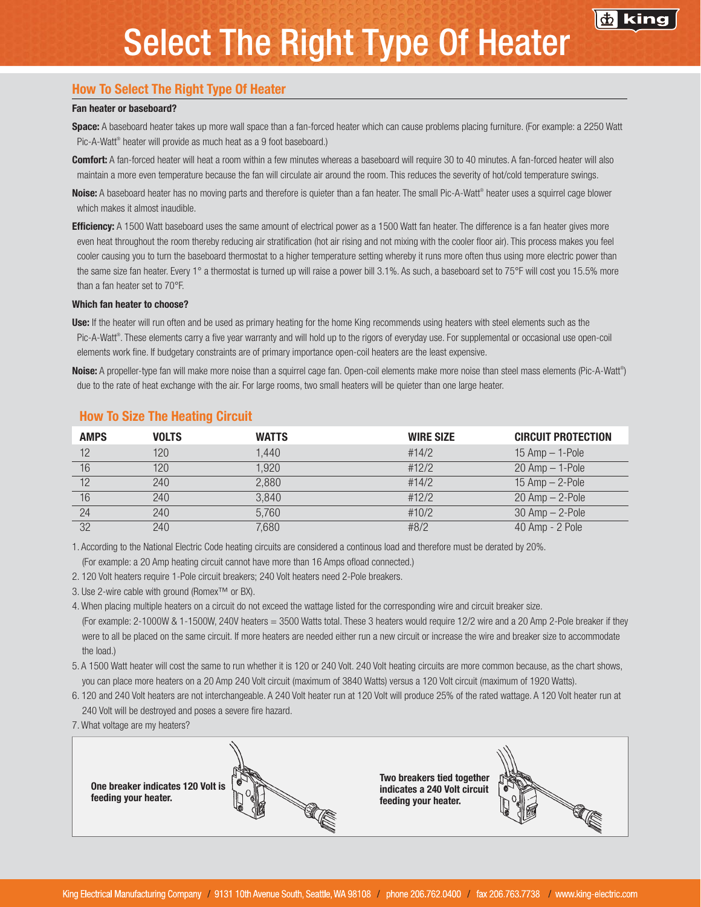# Select The Right Type Of Heater

## How To Select The Right Type Of Heater

**Fan heater or baseboard?**

**Space:** A baseboard heater takes up more wall space than a fan-forced heater which can cause problems placing furniture. (For example: a 2250 Watt Pic-A-Watt® heater will provide as much heat as a 9 foot baseboard.)

**Comfort:** A fan-forced heater will heat a room within a few minutes whereas a baseboard will require 30 to 40 minutes. A fan-forced heater will also maintain a more even temperature because the fan will circulate air around the room. This reduces the severity of hot/cold temperature swings.

**Noise:** A baseboard heater has no moving parts and therefore is quieter than a fan heater. The small Pic-A-Watt® heater uses a squirrel cage blower which makes it almost inaudible.

**Efficiency:** A 1500 Watt baseboard uses the same amount of electrical power as a 1500 Watt fan heater. The difference is a fan heater gives more even heat throughout the room thereby reducing air stratification (hot air rising and not mixing with the cooler floor air). This process makes you feel cooler causing you to turn the baseboard thermostat to a higher temperature setting whereby it runs more often thus using more electric power than the same size fan heater. Every 1° a thermostat is turned up will raise a power bill 3.1%. As such, a baseboard set to 75°F will cost you 15.5% more than a fan heater set to 70°F.

**Which fan heater to choose?**

**Use:** If the heater will run often and be used as primary heating for the home King recommends using heaters with steel elements such as the Pic-A-Watt®. These elements carry a five year warranty and will hold up to the rigors of everyday use. For supplemental or occasional use open-coil elements work fine. If budgetary constraints are of primary importance open-coil heaters are the least expensive.

**Noise:** A propeller-type fan will make more noise than a squirrel cage fan. Open-coil elements make more noise than steel mass elements (Pic-A-Watt®) due to the rate of heat exchange with the air. For large rooms, two small heaters will be quieter than one large heater.

## How To Size The Heating Circuit

| AMPS | VOLTS | WATTS | WIRE SIZE | CIRCUIT PROTECTION |
|---|---|---|---|---|
| 12 | 120 | 1,440 | #14/2 | 15 Amp – 1-Pole |
| 16 | 120 | 1,920 | #12/2 | 20 Amp – 1-Pole |
| 12 | 240 | 2,880 | #14/2 | 15 Amp – 2-Pole |
| 16 | 240 | 3,840 | #12/2 | 20 Amp – 2-Pole |
| 24 | 240 | 5,760 | #10/2 | 30 Amp – 2-Pole |
| 32 | 240 | 7,680 | #8/2 | 40 Amp - 2 Pole |

1. According to the National Electric Code heating circuits are considered a continous load and therefore must be derated by 20%. (For example: a 20 Amp heating circuit cannot have more than 16 Amps ofload connected.)
2. 120 Volt heaters require 1-Pole circuit breakers; 240 Volt heaters need 2-Pole breakers.
3. Use 2-wire cable with ground (Romex™ or BX).
4. When placing multiple heaters on a circuit do not exceed the wattage listed for the corresponding wire and circuit breaker size. (For example: 2-1000W & 1-1500W, 240V heaters = 3500 Watts total. These 3 heaters would require 12/2 wire and a 20 Amp 2-Pole breaker if they were to all be placed on the same circuit. If more heaters are needed either run a new circuit or increase the wire and breaker size to accommodate the load.)
5. A 1500 Watt heater will cost the same to run whether it is 120 or 240 Volt. 240 Volt heating circuits are more common because, as the chart shows, you can place more heaters on a 20 Amp 240 Volt circuit (maximum of 3840 Watts) versus a 120 Volt circuit (maximum of 1920 Watts).
6. 120 and 240 Volt heaters are not interchangeable. A 240 Volt heater run at 120 Volt will produce 25% of the rated wattage. A 120 Volt heater run at 240 Volt will be destroyed and poses a severe fire hazard.
7. What voltage are my heaters?

**One breaker indicates 120 Volt is feeding your heater.**

**Two breakers tied together indicates a 240 Volt circuit feeding your heater.**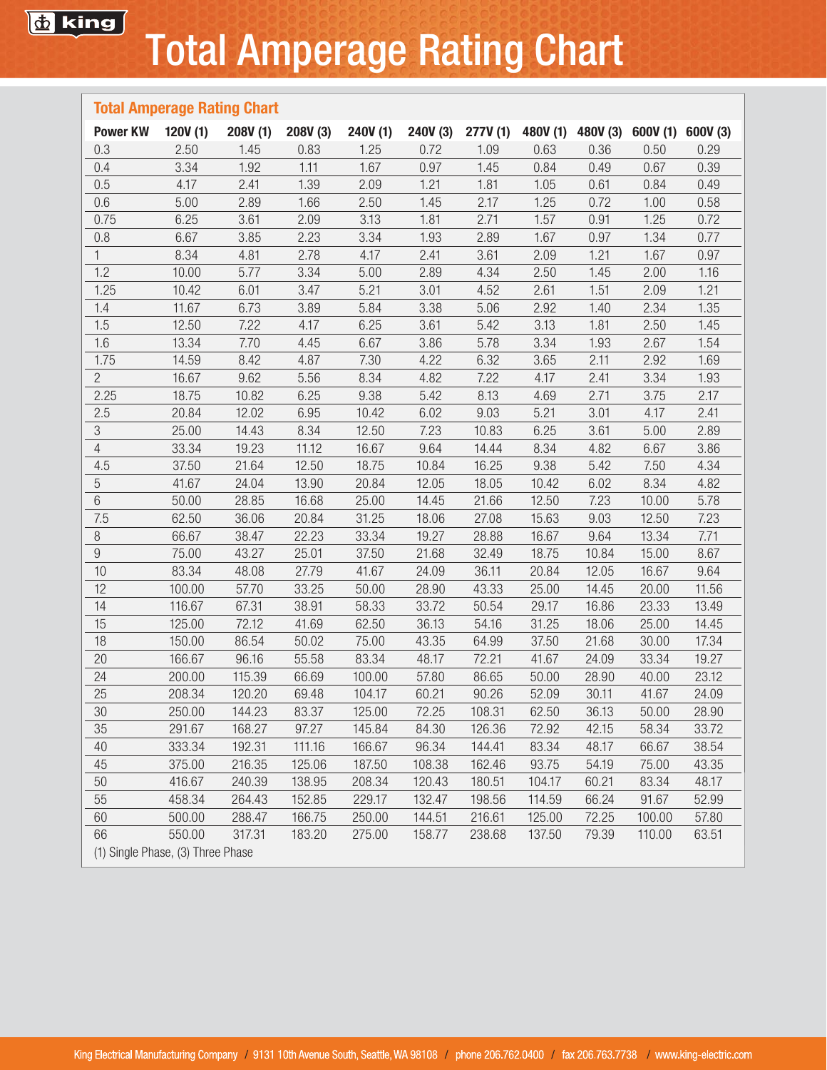# Total Amperage Rating Chart

## Total Amperage Rating Chart

| Power KW | 120V (1) | 208V (1) | 208V (3) | 240V (1) | 240V (3) | 277V (1) | 480V (1) | 480V (3) | 600V (1) | 600V (3) |
|---|---|---|---|---|---|---|---|---|---|---|
| 0.3 | 2.50 | 1.45 | 0.83 | 1.25 | 0.72 | 1.09 | 0.63 | 0.36 | 0.50 | 0.29 |
| 0.4 | 3.34 | 1.92 | 1.11 | 1.67 | 0.97 | 1.45 | 0.84 | 0.49 | 0.67 | 0.39 |
| 0.5 | 4.17 | 2.41 | 1.39 | 2.09 | 1.21 | 1.81 | 1.05 | 0.61 | 0.84 | 0.49 |
| 0.6 | 5.00 | 2.89 | 1.66 | 2.50 | 1.45 | 2.17 | 1.25 | 0.72 | 1.00 | 0.58 |
| 0.75 | 6.25 | 3.61 | 2.09 | 3.13 | 1.81 | 2.71 | 1.57 | 0.91 | 1.25 | 0.72 |
| 0.8 | 6.67 | 3.85 | 2.23 | 3.34 | 1.93 | 2.89 | 1.67 | 0.97 | 1.34 | 0.77 |
| 1 | 8.34 | 4.81 | 2.78 | 4.17 | 2.41 | 3.61 | 2.09 | 1.21 | 1.67 | 0.97 |
| 1.2 | 10.00 | 5.77 | 3.34 | 5.00 | 2.89 | 4.34 | 2.50 | 1.45 | 2.00 | 1.16 |
| 1.25 | 10.42 | 6.01 | 3.47 | 5.21 | 3.01 | 4.52 | 2.61 | 1.51 | 2.09 | 1.21 |
| 1.4 | 11.67 | 6.73 | 3.89 | 5.84 | 3.38 | 5.06 | 2.92 | 1.40 | 2.34 | 1.35 |
| 1.5 | 12.50 | 7.22 | 4.17 | 6.25 | 3.61 | 5.42 | 3.13 | 1.81 | 2.50 | 1.45 |
| 1.6 | 13.34 | 7.70 | 4.45 | 6.67 | 3.86 | 5.78 | 3.34 | 1.93 | 2.67 | 1.54 |
| 1.75 | 14.59 | 8.42 | 4.87 | 7.30 | 4.22 | 6.32 | 3.65 | 2.11 | 2.92 | 1.69 |
| 2 | 16.67 | 9.62 | 5.56 | 8.34 | 4.82 | 7.22 | 4.17 | 2.41 | 3.34 | 1.93 |
| 2.25 | 18.75 | 10.82 | 6.25 | 9.38 | 5.42 | 8.13 | 4.69 | 2.71 | 3.75 | 2.17 |
| 2.5 | 20.84 | 12.02 | 6.95 | 10.42 | 6.02 | 9.03 | 5.21 | 3.01 | 4.17 | 2.41 |
| 3 | 25.00 | 14.43 | 8.34 | 12.50 | 7.23 | 10.83 | 6.25 | 3.61 | 5.00 | 2.89 |
| 4 | 33.34 | 19.23 | 11.12 | 16.67 | 9.64 | 14.44 | 8.34 | 4.82 | 6.67 | 3.86 |
| 4.5 | 37.50 | 21.64 | 12.50 | 18.75 | 10.84 | 16.25 | 9.38 | 5.42 | 7.50 | 4.34 |
| 5 | 41.67 | 24.04 | 13.90 | 20.84 | 12.05 | 18.05 | 10.42 | 6.02 | 8.34 | 4.82 |
| 6 | 50.00 | 28.85 | 16.68 | 25.00 | 14.45 | 21.66 | 12.50 | 7.23 | 10.00 | 5.78 |
| 7.5 | 62.50 | 36.06 | 20.84 | 31.25 | 18.06 | 27.08 | 15.63 | 9.03 | 12.50 | 7.23 |
| 8 | 66.67 | 38.47 | 22.23 | 33.34 | 19.27 | 28.88 | 16.67 | 9.64 | 13.34 | 7.71 |
| 9 | 75.00 | 43.27 | 25.01 | 37.50 | 21.68 | 32.49 | 18.75 | 10.84 | 15.00 | 8.67 |
| 10 | 83.34 | 48.08 | 27.79 | 41.67 | 24.09 | 36.11 | 20.84 | 12.05 | 16.67 | 9.64 |
| 12 | 100.00 | 57.70 | 33.25 | 50.00 | 28.90 | 43.33 | 25.00 | 14.45 | 20.00 | 11.56 |
| 14 | 116.67 | 67.31 | 38.91 | 58.33 | 33.72 | 50.54 | 29.17 | 16.86 | 23.33 | 13.49 |
| 15 | 125.00 | 72.12 | 41.69 | 62.50 | 36.13 | 54.16 | 31.25 | 18.06 | 25.00 | 14.45 |
| 18 | 150.00 | 86.54 | 50.02 | 75.00 | 43.35 | 64.99 | 37.50 | 21.68 | 30.00 | 17.34 |
| 20 | 166.67 | 96.16 | 55.58 | 83.34 | 48.17 | 72.21 | 41.67 | 24.09 | 33.34 | 19.27 |
| 24 | 200.00 | 115.39 | 66.69 | 100.00 | 57.80 | 86.65 | 50.00 | 28.90 | 40.00 | 23.12 |
| 25 | 208.34 | 120.20 | 69.48 | 104.17 | 60.21 | 90.26 | 52.09 | 30.11 | 41.67 | 24.09 |
| 30 | 250.00 | 144.23 | 83.37 | 125.00 | 72.25 | 108.31 | 62.50 | 36.13 | 50.00 | 28.90 |
| 35 | 291.67 | 168.27 | 97.27 | 145.84 | 84.30 | 126.36 | 72.92 | 42.15 | 58.34 | 33.72 |
| 40 | 333.34 | 192.31 | 111.16 | 166.67 | 96.34 | 144.41 | 83.34 | 48.17 | 66.67 | 38.54 |
| 45 | 375.00 | 216.35 | 125.06 | 187.50 | 108.38 | 162.46 | 93.75 | 54.19 | 75.00 | 43.35 |
| 50 | 416.67 | 240.39 | 138.95 | 208.34 | 120.43 | 180.51 | 104.17 | 60.21 | 83.34 | 48.17 |
| 55 | 458.34 | 264.43 | 152.85 | 229.17 | 132.47 | 198.56 | 114.59 | 66.24 | 91.67 | 52.99 |
| 60 | 500.00 | 288.47 | 166.75 | 250.00 | 144.51 | 216.61 | 125.00 | 72.25 | 100.00 | 57.80 |
| 66 | 550.00 | 317.31 | 183.20 | 275.00 | 158.77 | 238.68 | 137.50 | 79.39 | 110.00 | 63.51 |

(1) Single Phase, (3) Three Phase

King Electrical Manufacturing Company / 9131 10th Avenue South, Seattle, WA 98108 / phone 206.762.0400 / fax 206.763.7738 / www.king-electric.com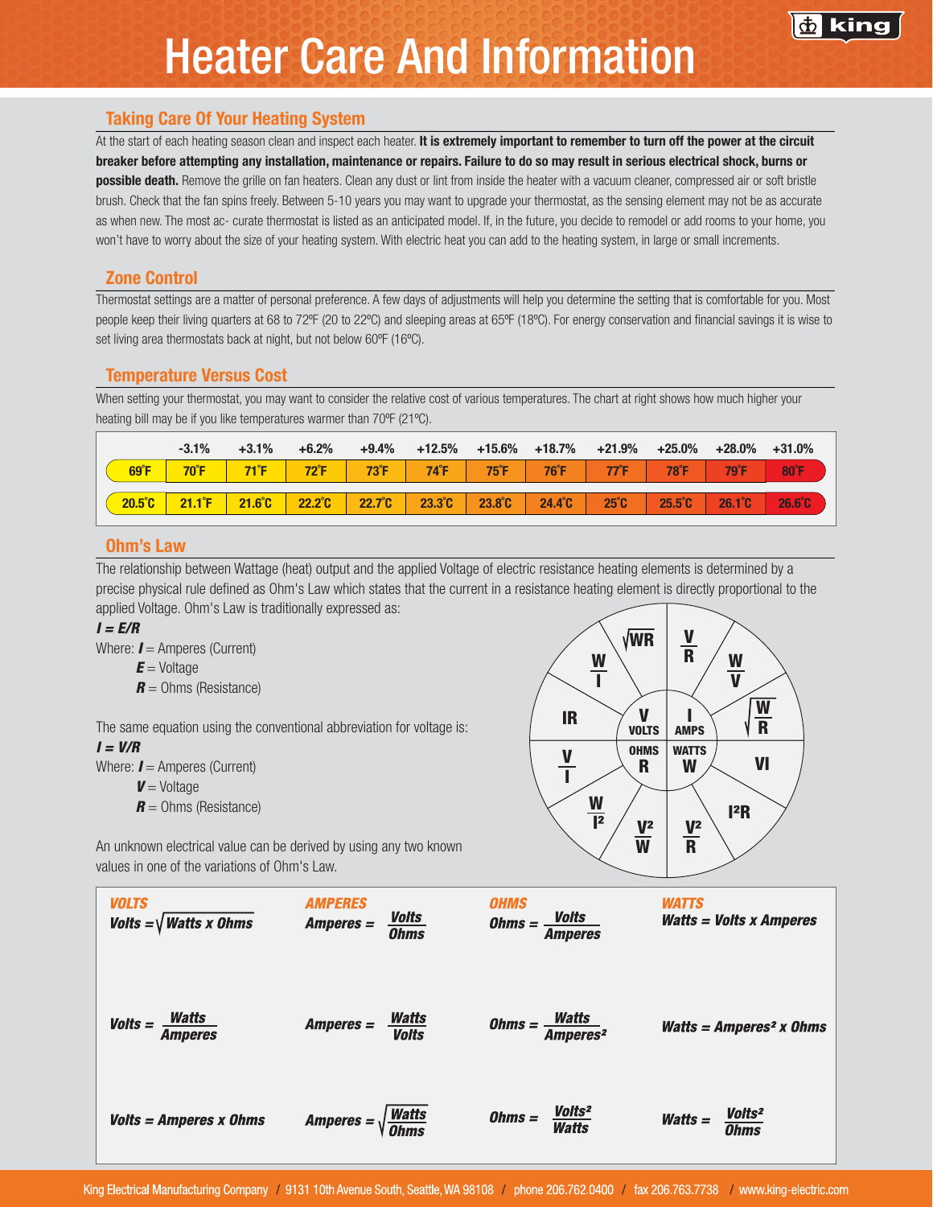# Heater Care And Information

## Taking Care Of Your Heating System

At the start of each heating season clean and inspect each heater. **It is extremely important to remember to turn off the power at the circuit breaker before attempting any installation, maintenance or repairs. Failure to do so may result in serious electrical shock, burns or possible death.** Remove the grille on fan heaters. Clean any dust or lint from inside the heater with a vacuum cleaner, compressed air or soft bristle brush. Check that the fan spins freely. Between 5-10 years you may want to upgrade your thermostat, as the sensing element may not be as accurate as when new. The most ac- curate thermostat is listed as an anticipated model. If, in the future, you decide to remodel or add rooms to your home, you won't have to worry about the size of your heating system. With electric heat you can add to the heating system, in large or small increments.

## Zone Control

Thermostat settings are a matter of personal preference. A few days of adjustments will help you determine the setting that is comfortable for you. Most people keep their living quarters at 68 to 72ºF (20 to 22ºC) and sleeping areas at 65ºF (18ºC). For energy conservation and financial savings it is wise to set living area thermostats back at night, but not below 60ºF (16ºC).

## Temperature Versus Cost

When setting your thermostat, you may want to consider the relative cost of various temperatures. The chart at right shows how much higher your heating bill may be if you like temperatures warmer than 70ºF (21ºC).

| | -3.1% | +3.1% | +6.2% | +9.4% | +12.5% | +15.6% | +18.7% | +21.9% | +25.0% | +28.0% | +31.0% |
|---|---|---|---|---|---|---|---|---|---|---|---|
| 69˚F | 70˚F | 71˚F | 72˚F | 73˚F | 74˚F | 75˚F | 76˚F | 77˚F | 78˚F | 79˚F | 80˚F |
| 20.5˚C | 21.1˚F | 21.6˚C | 22.2˚C | 22.7˚C | 23.3˚C | 23.8˚C | 24.4˚C | 25˚C | 25.5˚C | 26.1˚C | 26.6˚C |

## Ohm's Law

The relationship between Wattage (heat) output and the applied Voltage of electric resistance heating elements is determined by a precise physical rule defined as Ohm's Law which states that the current in a resistance heating element is directly proportional to the applied Voltage. Ohm's Law is traditionally expressed as:

***I = E/R***

Where: ***I*** = Amperes (Current)
***E*** = Voltage
***R*** = Ohms (Resistance)

The same equation using the conventional abbreviation for voltage is:

***I = V/R***

Where: ***I*** = Amperes (Current)
***V*** = Voltage
***R*** = Ohms (Resistance)

An unknown electrical value can be derived by using any two known values in one of the variations of Ohm's Law.

Ohm's Law wheel:

- V (VOLTS): $\sqrt{WR}$, $\frac{W}{I}$, $IR$
- I (AMPS): $\frac{V}{R}$, $\frac{W}{V}$, $\sqrt{\frac{W}{R}}$
- W (WATTS): $VI$, $I^2R$, $\frac{V^2}{R}$
- R (OHMS): $\frac{V^2}{W}$, $\frac{W}{I^2}$, $\frac{V}{I}$

| VOLTS | AMPERES | OHMS | WATTS |
|---|---|---|---|
| $Volts = \sqrt{Watts \times Ohms}$ | $Amperes = \frac{Volts}{Ohms}$ | $Ohms = \frac{Volts}{Amperes}$ | $Watts = Volts \times Amperes$ |
| $Volts = \frac{Watts}{Amperes}$ | $Amperes = \frac{Watts}{Volts}$ | $Ohms = \frac{Watts}{Amperes^2}$ | $Watts = Amperes^2 \times Ohms$ |
| $Volts = Amperes \times Ohms$ | $Amperes = \sqrt{\frac{Watts}{Ohms}}$ | $Ohms = \frac{Volts^2}{Watts}$ | $Watts = \frac{Volts^2}{Ohms}$ |

King Electrical Manufacturing Company / 9131 10th Avenue South, Seattle, WA 98108 / phone 206.762.0400 / fax 206.763.7738 / www.king-electric.com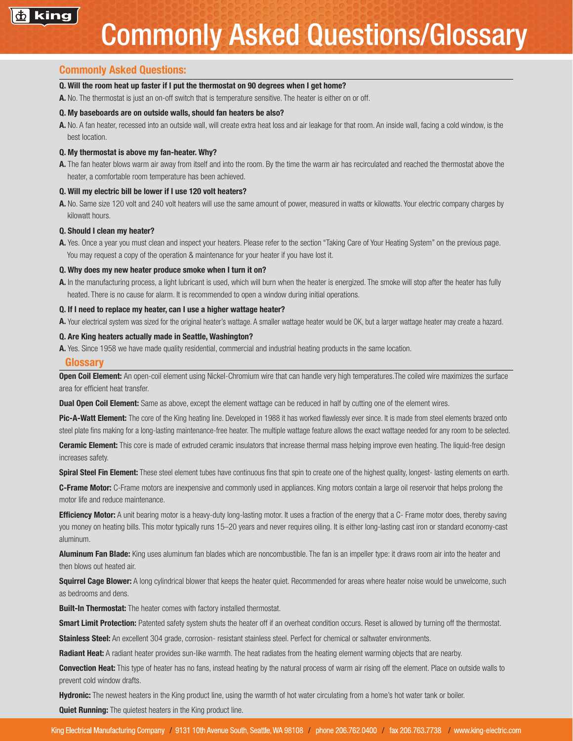# Commonly Asked Questions/Glossary

## Commonly Asked Questions:

**Q. Will the room heat up faster if I put the thermostat on 90 degrees when I get home?**

**A.** No. The thermostat is just an on-off switch that is temperature sensitive. The heater is either on or off.

**Q. My baseboards are on outside walls, should fan heaters be also?**

**A.** No. A fan heater, recessed into an outside wall, will create extra heat loss and air leakage for that room. An inside wall, facing a cold window, is the best location.

**Q. My thermostat is above my fan-heater. Why?**

**A.** The fan heater blows warm air away from itself and into the room. By the time the warm air has recirculated and reached the thermostat above the heater, a comfortable room temperature has been achieved.

**Q. Will my electric bill be lower if I use 120 volt heaters?**

**A.** No. Same size 120 volt and 240 volt heaters will use the same amount of power, measured in watts or kilowatts. Your electric company charges by kilowatt hours.

**Q. Should I clean my heater?**

**A.** Yes. Once a year you must clean and inspect your heaters. Please refer to the section "Taking Care of Your Heating System" on the previous page. You may request a copy of the operation & maintenance for your heater if you have lost it.

**Q. Why does my new heater produce smoke when I turn it on?**

**A.** In the manufacturing process, a light lubricant is used, which will burn when the heater is energized. The smoke will stop after the heater has fully heated. There is no cause for alarm. It is recommended to open a window during initial operations.

**Q. If I need to replace my heater, can I use a higher wattage heater?**

**A.** Your electrical system was sized for the original heater's wattage. A smaller wattage heater would be OK, but a larger wattage heater may create a hazard.

**Q. Are King heaters actually made in Seattle, Washington?**

**A.** Yes. Since 1958 we have made quality residential, commercial and industrial heating products in the same location.

## Glossary

**Open Coil Element:** An open-coil element using Nickel-Chromium wire that can handle very high temperatures.The coiled wire maximizes the surface area for efficient heat transfer.

**Dual Open Coil Element:** Same as above, except the element wattage can be reduced in half by cutting one of the element wires.

**Pic-A-Watt Element:** The core of the King heating line. Developed in 1988 it has worked flawlessly ever since. It is made from steel elements brazed onto steel plate fins making for a long-lasting maintenance-free heater. The multiple wattage feature allows the exact wattage needed for any room to be selected.

**Ceramic Element:** This core is made of extruded ceramic insulators that increase thermal mass helping improve even heating. The liquid-free design increases safety.

**Spiral Steel Fin Element:** These steel element tubes have continuous fins that spin to create one of the highest quality, longest- lasting elements on earth.

**C-Frame Motor:** C-Frame motors are inexpensive and commonly used in appliances. King motors contain a large oil reservoir that helps prolong the motor life and reduce maintenance.

**Efficiency Motor:** A unit bearing motor is a heavy-duty long-lasting motor. It uses a fraction of the energy that a C- Frame motor does, thereby saving you money on heating bills. This motor typically runs 15–20 years and never requires oiling. It is either long-lasting cast iron or standard economy-cast aluminum.

**Aluminum Fan Blade:** King uses aluminum fan blades which are noncombustible. The fan is an impeller type: it draws room air into the heater and then blows out heated air.

**Squirrel Cage Blower:** A long cylindrical blower that keeps the heater quiet. Recommended for areas where heater noise would be unwelcome, such as bedrooms and dens.

**Built-In Thermostat:** The heater comes with factory installed thermostat.

**Smart Limit Protection:** Patented safety system shuts the heater off if an overheat condition occurs. Reset is allowed by turning off the thermostat.

**Stainless Steel:** An excellent 304 grade, corrosion- resistant stainless steel. Perfect for chemical or saltwater environments.

**Radiant Heat:** A radiant heater provides sun-like warmth. The heat radiates from the heating element warming objects that are nearby.

**Convection Heat:** This type of heater has no fans, instead heating by the natural process of warm air rising off the element. Place on outside walls to prevent cold window drafts.

**Hydronic:** The newest heaters in the King product line, using the warmth of hot water circulating from a home's hot water tank or boiler.

**Quiet Running:** The quietest heaters in the King product line.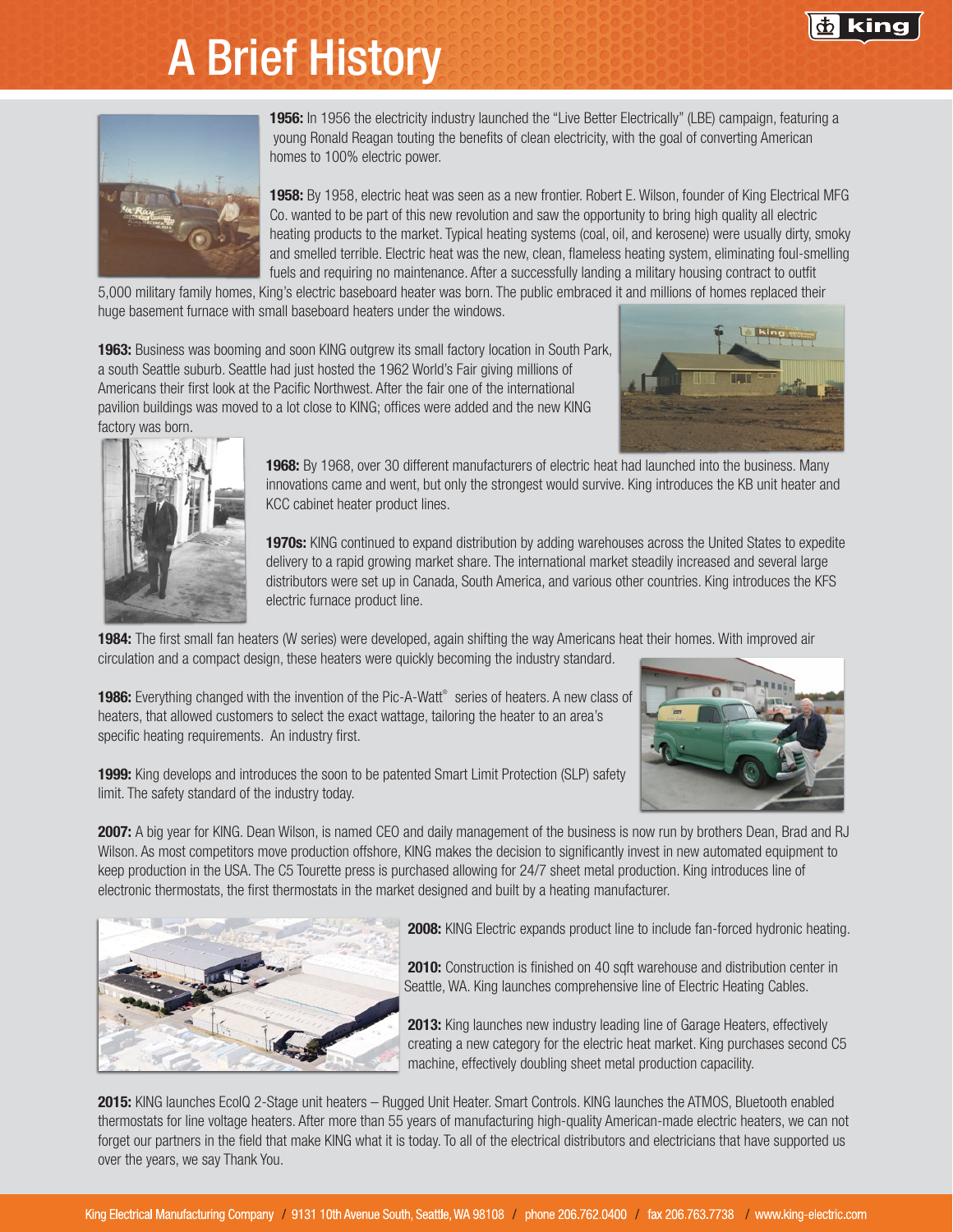# A Brief History

**1956:** In 1956 the electricity industry launched the "Live Better Electrically" (LBE) campaign, featuring a young Ronald Reagan touting the benefits of clean electricity, with the goal of converting American homes to 100% electric power.

**1958:** By 1958, electric heat was seen as a new frontier. Robert E. Wilson, founder of King Electrical MFG Co. wanted to be part of this new revolution and saw the opportunity to bring high quality all electric heating products to the market. Typical heating systems (coal, oil, and kerosene) were usually dirty, smoky and smelled terrible. Electric heat was the new, clean, flameless heating system, eliminating foul-smelling fuels and requiring no maintenance. After a successfully landing a military housing contract to outfit 5,000 military family homes, King's electric baseboard heater was born. The public embraced it and millions of homes replaced their huge basement furnace with small baseboard heaters under the windows.

**1963:** Business was booming and soon KING outgrew its small factory location in South Park, a south Seattle suburb. Seattle had just hosted the 1962 World's Fair giving millions of Americans their first look at the Pacific Northwest. After the fair one of the international pavilion buildings was moved to a lot close to KING; offices were added and the new KING factory was born.

**1968:** By 1968, over 30 different manufacturers of electric heat had launched into the business. Many innovations came and went, but only the strongest would survive. King introduces the KB unit heater and KCC cabinet heater product lines.

**1970s:** KING continued to expand distribution by adding warehouses across the United States to expedite delivery to a rapid growing market share. The international market steadily increased and several large distributors were set up in Canada, South America, and various other countries. King introduces the KFS electric furnace product line.

**1984:** The first small fan heaters (W series) were developed, again shifting the way Americans heat their homes. With improved air circulation and a compact design, these heaters were quickly becoming the industry standard.

**1986:** Everything changed with the invention of the Pic-A-Watt® series of heaters. A new class of heaters, that allowed customers to select the exact wattage, tailoring the heater to an area's specific heating requirements. An industry first.

**1999:** King develops and introduces the soon to be patented Smart Limit Protection (SLP) safety limit. The safety standard of the industry today.

**2007:** A big year for KING. Dean Wilson, is named CEO and daily management of the business is now run by brothers Dean, Brad and RJ Wilson. As most competitors move production offshore, KING makes the decision to significantly invest in new automated equipment to keep production in the USA. The C5 Tourette press is purchased allowing for 24/7 sheet metal production. King introduces line of electronic thermostats, the first thermostats in the market designed and built by a heating manufacturer.

**2008:** KING Electric expands product line to include fan-forced hydronic heating.

**2010:** Construction is finished on 40 sqft warehouse and distribution center in Seattle, WA. King launches comprehensive line of Electric Heating Cables.

**2013:** King launches new industry leading line of Garage Heaters, effectively creating a new category for the electric heat market. King purchases second C5 machine, effectively doubling sheet metal production capacility.

**2015:** KING launches EcoIQ 2-Stage unit heaters – Rugged Unit Heater. Smart Controls. KING launches the ATMOS, Bluetooth enabled thermostats for line voltage heaters. After more than 55 years of manufacturing high-quality American-made electric heaters, we can not forget our partners in the field that make KING what it is today. To all of the electrical distributors and electricians that have supported us over the years, we say Thank You.

King Electrical Manufacturing Company / 9131 10th Avenue South, Seattle, WA 98108 / phone 206.762.0400 / fax 206.763.7738 / www.king-electric.com